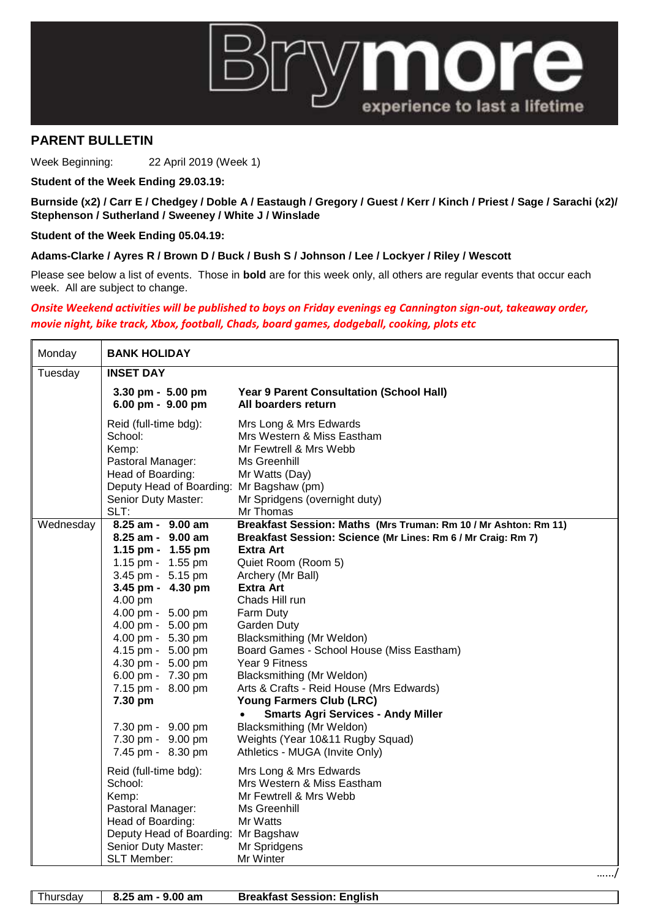Brymore – experience to last a lifetime

## PARENT BULLETIN

Week Beginning: 22 April 2019 (Week 1)

**Student of the Week Ending 29.03.19:**

**Burnside (x2) / Carr E / Chedgey / Doble A / Eastaugh / Gregory / Guest / Kerr / Kinch / Priest / Sage / Sarachi (x2)/ Stephenson / Sutherland / Sweeney / White J / Winslade**

**Student of the Week Ending 05.04.19:**

**Adams-Clarke / Ayres R / Brown D / Buck / Bush S / Johnson / Lee / Lockyer / Riley / Wescott**

Please see below a list of events. Those in **bold** are for this week only, all others are regular events that occur each week. All are subject to change.

***Onsite Weekend activities will be published to boys on Friday evenings eg Cannington sign-out, takeaway order, movie night, bike track, Xbox, football, Chads, board games, dodgeball, cooking, plots etc***

| Day | Time | Event |
|---|---|---|
| Monday | **BANK HOLIDAY** | |
| Tuesday | **INSET DAY** | |
| | **3.30 pm - 5.00 pm** | **Year 9 Parent Consultation (School Hall)** |
| | **6.00 pm - 9.00 pm** | **All boarders return** |
| | Reid (full-time bdg): | Mrs Long & Mrs Edwards |
| | School: | Mrs Western & Miss Eastham |
| | Kemp: | Mr Fewtrell & Mrs Webb |
| | Pastoral Manager: | Ms Greenhill |
| | Head of Boarding: | Mr Watts (Day) |
| | Deputy Head of Boarding: | Mr Bagshaw (pm) |
| | Senior Duty Master: | Mr Spridgens (overnight duty) |
| | SLT: | Mr Thomas |
| Wednesday | **8.25 am - 9.00 am** | **Breakfast Session: Maths (Mrs Truman: Rm 10 / Mr Ashton: Rm 11)** |
| | **8.25 am - 9.00 am** | **Breakfast Session: Science (Mr Lines: Rm 6 / Mr Craig: Rm 7)** |
| | **1.15 pm - 1.55 pm** | **Extra Art** |
| | 1.15 pm - 1.55 pm | Quiet Room (Room 5) |
| | 3.45 pm - 5.15 pm | Archery (Mr Ball) |
| | **3.45 pm - 4.30 pm** | **Extra Art** |
| | 4.00 pm | Chads Hill run |
| | 4.00 pm - 5.00 pm | Farm Duty |
| | 4.00 pm - 5.00 pm | Garden Duty |
| | 4.00 pm - 5.30 pm | Blacksmithing (Mr Weldon) |
| | 4.15 pm - 5.00 pm | Board Games - School House (Miss Eastham) |
| | 4.30 pm - 5.00 pm | Year 9 Fitness |
| | 6.00 pm - 7.30 pm | Blacksmithing (Mr Weldon) |
| | 7.15 pm - 8.00 pm | Arts & Crafts - Reid House (Mrs Edwards) |
| | **7.30 pm** | **Young Farmers Club (LRC)**<br>• **Smarts Agri Services - Andy Miller** |
| | 7.30 pm - 9.00 pm | Blacksmithing (Mr Weldon) |
| | 7.30 pm - 9.00 pm | Weights (Year 10&11 Rugby Squad) |
| | 7.45 pm - 8.30 pm | Athletics - MUGA (Invite Only) |
| | Reid (full-time bdg): | Mrs Long & Mrs Edwards |
| | School: | Mrs Western & Miss Eastham |
| | Kemp: | Mr Fewtrell & Mrs Webb |
| | Pastoral Manager: | Ms Greenhill |
| | Head of Boarding: | Mr Watts |
| | Deputy Head of Boarding: | Mr Bagshaw |
| | Senior Duty Master: | Mr Spridgens |
| | SLT Member: | Mr Winter |

……/

| Day | Time | Event |
|---|---|---|
| Thursday | **8.25 am - 9.00 am** | **Breakfast Session: English** |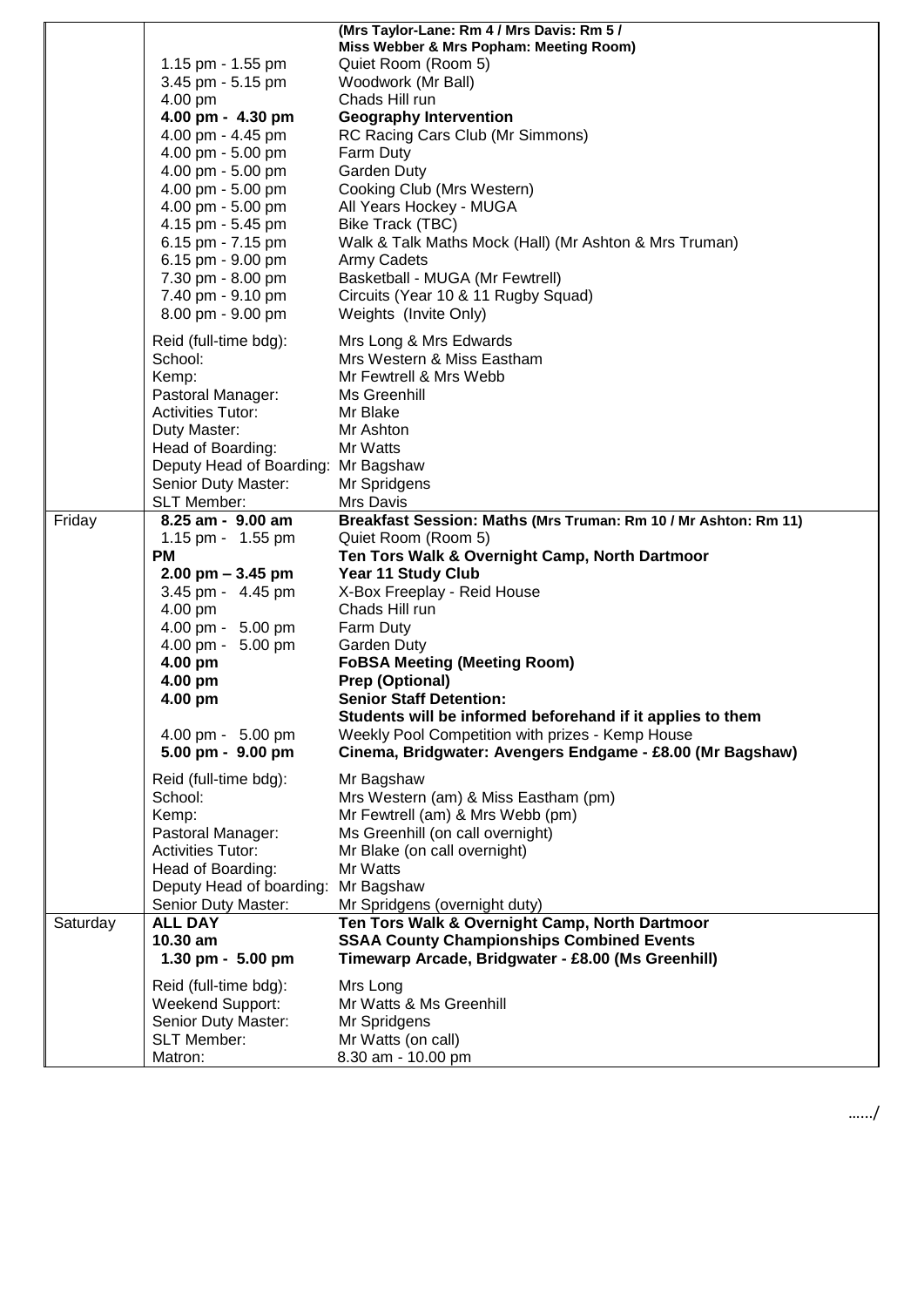| | | |
|---|---|---|
| | | **(Mrs Taylor-Lane: Rm 4 / Mrs Davis: Rm 5 / Miss Webber & Mrs Popham: Meeting Room)** |
| | 1.15 pm - 1.55 pm | Quiet Room (Room 5) |
| | 3.45 pm - 5.15 pm | Woodwork (Mr Ball) |
| | 4.00 pm | Chads Hill run |
| | **4.00 pm - 4.30 pm** | **Geography Intervention** |
| | 4.00 pm - 4.45 pm | RC Racing Cars Club (Mr Simmons) |
| | 4.00 pm - 5.00 pm | Farm Duty |
| | 4.00 pm - 5.00 pm | Garden Duty |
| | 4.00 pm - 5.00 pm | Cooking Club (Mrs Western) |
| | 4.00 pm - 5.00 pm | All Years Hockey - MUGA |
| | 4.15 pm - 5.45 pm | Bike Track (TBC) |
| | 6.15 pm - 7.15 pm | Walk & Talk Maths Mock (Hall) (Mr Ashton & Mrs Truman) |
| | 6.15 pm - 9.00 pm | Army Cadets |
| | 7.30 pm - 8.00 pm | Basketball - MUGA (Mr Fewtrell) |
| | 7.40 pm - 9.10 pm | Circuits (Year 10 & 11 Rugby Squad) |
| | 8.00 pm - 9.00 pm | Weights (Invite Only) |
| | Reid (full-time bdg): | Mrs Long & Mrs Edwards |
| | School: | Mrs Western & Miss Eastham |
| | Kemp: | Mr Fewtrell & Mrs Webb |
| | Pastoral Manager: | Ms Greenhill |
| | Activities Tutor: | Mr Blake |
| | Duty Master: | Mr Ashton |
| | Head of Boarding: | Mr Watts |
| | Deputy Head of Boarding: | Mr Bagshaw |
| | Senior Duty Master: | Mr Spridgens |
| | SLT Member: | Mrs Davis |
| Friday | **8.25 am - 9.00 am** | **Breakfast Session: Maths** (Mrs Truman: Rm 10 / Mr Ashton: Rm 11) |
| | 1.15 pm - 1.55 pm | Quiet Room (Room 5) |
| | **PM** | **Ten Tors Walk & Overnight Camp, North Dartmoor** |
| | **2.00 pm – 3.45 pm** | **Year 11 Study Club** |
| | 3.45 pm - 4.45 pm | X-Box Freeplay - Reid House |
| | 4.00 pm | Chads Hill run |
| | 4.00 pm - 5.00 pm | Farm Duty |
| | 4.00 pm - 5.00 pm | Garden Duty |
| | **4.00 pm** | **FoBSA Meeting (Meeting Room)** |
| | **4.00 pm** | **Prep (Optional)** |
| | **4.00 pm** | **Senior Staff Detention: Students will be informed beforehand if it applies to them** |
| | 4.00 pm - 5.00 pm | Weekly Pool Competition with prizes - Kemp House |
| | **5.00 pm - 9.00 pm** | **Cinema, Bridgwater: Avengers Endgame - £8.00 (Mr Bagshaw)** |
| | Reid (full-time bdg): | Mr Bagshaw |
| | School: | Mrs Western (am) & Miss Eastham (pm) |
| | Kemp: | Mr Fewtrell (am) & Mrs Webb (pm) |
| | Pastoral Manager: | Ms Greenhill (on call overnight) |
| | Activities Tutor: | Mr Blake (on call overnight) |
| | Head of Boarding: | Mr Watts |
| | Deputy Head of boarding: | Mr Bagshaw |
| | Senior Duty Master: | Mr Spridgens (overnight duty) |
| Saturday | **ALL DAY** | **Ten Tors Walk & Overnight Camp, North Dartmoor** |
| | **10.30 am** | **SSAA County Championships Combined Events** |
| | **1.30 pm - 5.00 pm** | **Timewarp Arcade, Bridgwater - £8.00 (Ms Greenhill)** |
| | Reid (full-time bdg): | Mrs Long |
| | Weekend Support: | Mr Watts & Ms Greenhill |
| | Senior Duty Master: | Mr Spridgens |
| | SLT Member: | Mr Watts (on call) |
| | Matron: | 8.30 am - 10.00 pm |

……/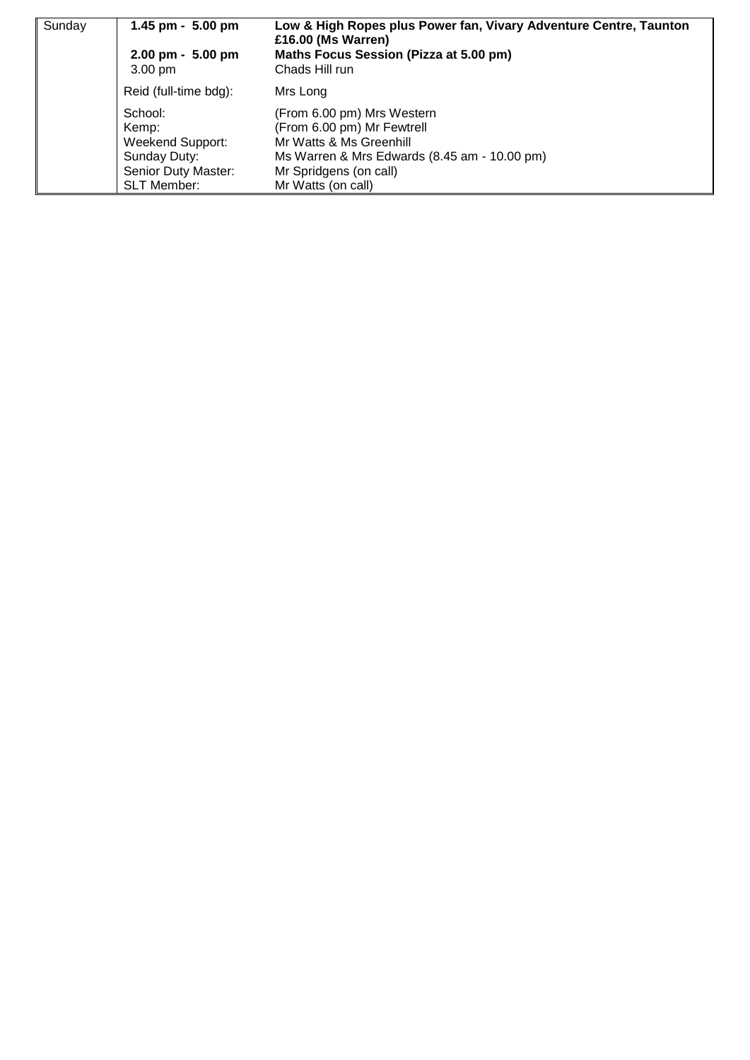| | | |
|---|---|---|
| Sunday | **1.45 pm - 5.00 pm** | **Low & High Ropes plus Power fan, Vivary Adventure Centre, Taunton £16.00 (Ms Warren)** |
| | **2.00 pm - 5.00 pm** | **Maths Focus Session (Pizza at 5.00 pm)** |
| | 3.00 pm | Chads Hill run |
| | Reid (full-time bdg): | Mrs Long |
| | School: | (From 6.00 pm) Mrs Western |
| | Kemp: | (From 6.00 pm) Mr Fewtrell |
| | Weekend Support: | Mr Watts & Ms Greenhill |
| | Sunday Duty: | Ms Warren & Mrs Edwards (8.45 am - 10.00 pm) |
| | Senior Duty Master: | Mr Spridgens (on call) |
| | SLT Member: | Mr Watts (on call) |